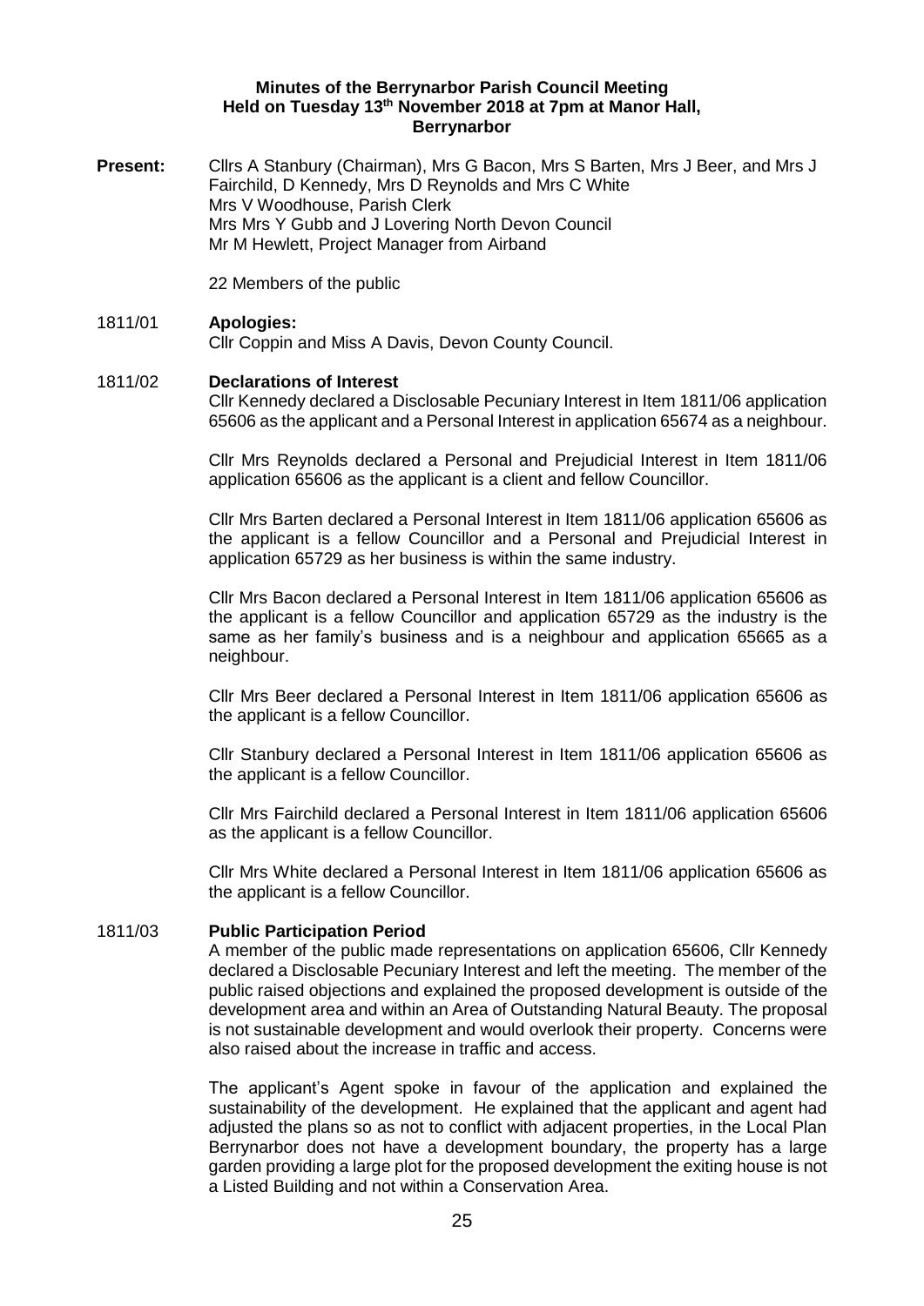# Minutes of the Berrynarbor Parish Council Meeting
## Held on Tuesday 13th November 2018 at 7pm at Manor Hall, Berrynarbor

**Present:** Cllrs A Stanbury (Chairman), Mrs G Bacon, Mrs S Barten, Mrs J Beer, and Mrs J Fairchild, D Kennedy, Mrs D Reynolds and Mrs C White
Mrs V Woodhouse, Parish Clerk
Mrs Mrs Y Gubb and J Lovering North Devon Council
Mr M Hewlett, Project Manager from Airband

22 Members of the public

**1811/01 Apologies:**

Cllr Coppin and Miss A Davis, Devon County Council.

**1811/02 Declarations of Interest**

Cllr Kennedy declared a Disclosable Pecuniary Interest in Item 1811/06 application 65606 as the applicant and a Personal Interest in application 65674 as a neighbour.

Cllr Mrs Reynolds declared a Personal and Prejudicial Interest in Item 1811/06 application 65606 as the applicant is a client and fellow Councillor.

Cllr Mrs Barten declared a Personal Interest in Item 1811/06 application 65606 as the applicant is a fellow Councillor and a Personal and Prejudicial Interest in application 65729 as her business is within the same industry.

Cllr Mrs Bacon declared a Personal Interest in Item 1811/06 application 65606 as the applicant is a fellow Councillor and application 65729 as the industry is the same as her family's business and is a neighbour and application 65665 as a neighbour.

Cllr Mrs Beer declared a Personal Interest in Item 1811/06 application 65606 as the applicant is a fellow Councillor.

Cllr Stanbury declared a Personal Interest in Item 1811/06 application 65606 as the applicant is a fellow Councillor.

Cllr Mrs Fairchild declared a Personal Interest in Item 1811/06 application 65606 as the applicant is a fellow Councillor.

Cllr Mrs White declared a Personal Interest in Item 1811/06 application 65606 as the applicant is a fellow Councillor.

**1811/03 Public Participation Period**

A member of the public made representations on application 65606, Cllr Kennedy declared a Disclosable Pecuniary Interest and left the meeting. The member of the public raised objections and explained the proposed development is outside of the development area and within an Area of Outstanding Natural Beauty. The proposal is not sustainable development and would overlook their property. Concerns were also raised about the increase in traffic and access.

The applicant's Agent spoke in favour of the application and explained the sustainability of the development. He explained that the applicant and agent had adjusted the plans so as not to conflict with adjacent properties, in the Local Plan Berrynarbor does not have a development boundary, the property has a large garden providing a large plot for the proposed development the exiting house is not a Listed Building and not within a Conservation Area.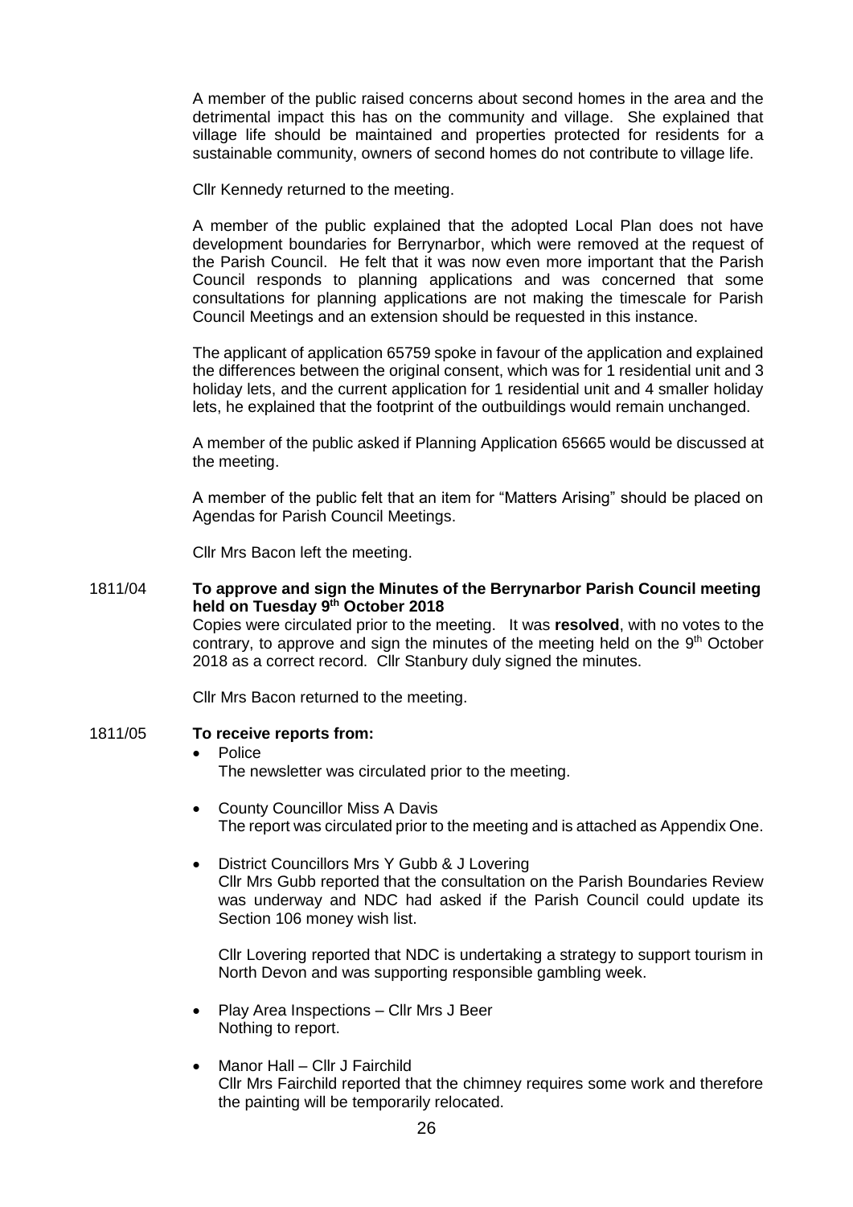A member of the public raised concerns about second homes in the area and the detrimental impact this has on the community and village. She explained that village life should be maintained and properties protected for residents for a sustainable community, owners of second homes do not contribute to village life.

Cllr Kennedy returned to the meeting.

A member of the public explained that the adopted Local Plan does not have development boundaries for Berrynarbor, which were removed at the request of the Parish Council. He felt that it was now even more important that the Parish Council responds to planning applications and was concerned that some consultations for planning applications are not making the timescale for Parish Council Meetings and an extension should be requested in this instance.

The applicant of application 65759 spoke in favour of the application and explained the differences between the original consent, which was for 1 residential unit and 3 holiday lets, and the current application for 1 residential unit and 4 smaller holiday lets, he explained that the footprint of the outbuildings would remain unchanged.

A member of the public asked if Planning Application 65665 would be discussed at the meeting.

A member of the public felt that an item for "Matters Arising" should be placed on Agendas for Parish Council Meetings.

Cllr Mrs Bacon left the meeting.

1811/04 **To approve and sign the Minutes of the Berrynarbor Parish Council meeting held on Tuesday 9th October 2018**

Copies were circulated prior to the meeting. It was **resolved**, with no votes to the contrary, to approve and sign the minutes of the meeting held on the 9th October 2018 as a correct record. Cllr Stanbury duly signed the minutes.

Cllr Mrs Bacon returned to the meeting.

1811/05 **To receive reports from:**

- Police
  The newsletter was circulated prior to the meeting.

- County Councillor Miss A Davis
  The report was circulated prior to the meeting and is attached as Appendix One.

- District Councillors Mrs Y Gubb & J Lovering
  Cllr Mrs Gubb reported that the consultation on the Parish Boundaries Review was underway and NDC had asked if the Parish Council could update its Section 106 money wish list.

  Cllr Lovering reported that NDC is undertaking a strategy to support tourism in North Devon and was supporting responsible gambling week.

- Play Area Inspections – Cllr Mrs J Beer
  Nothing to report.

- Manor Hall – Cllr J Fairchild
  Cllr Mrs Fairchild reported that the chimney requires some work and therefore the painting will be temporarily relocated.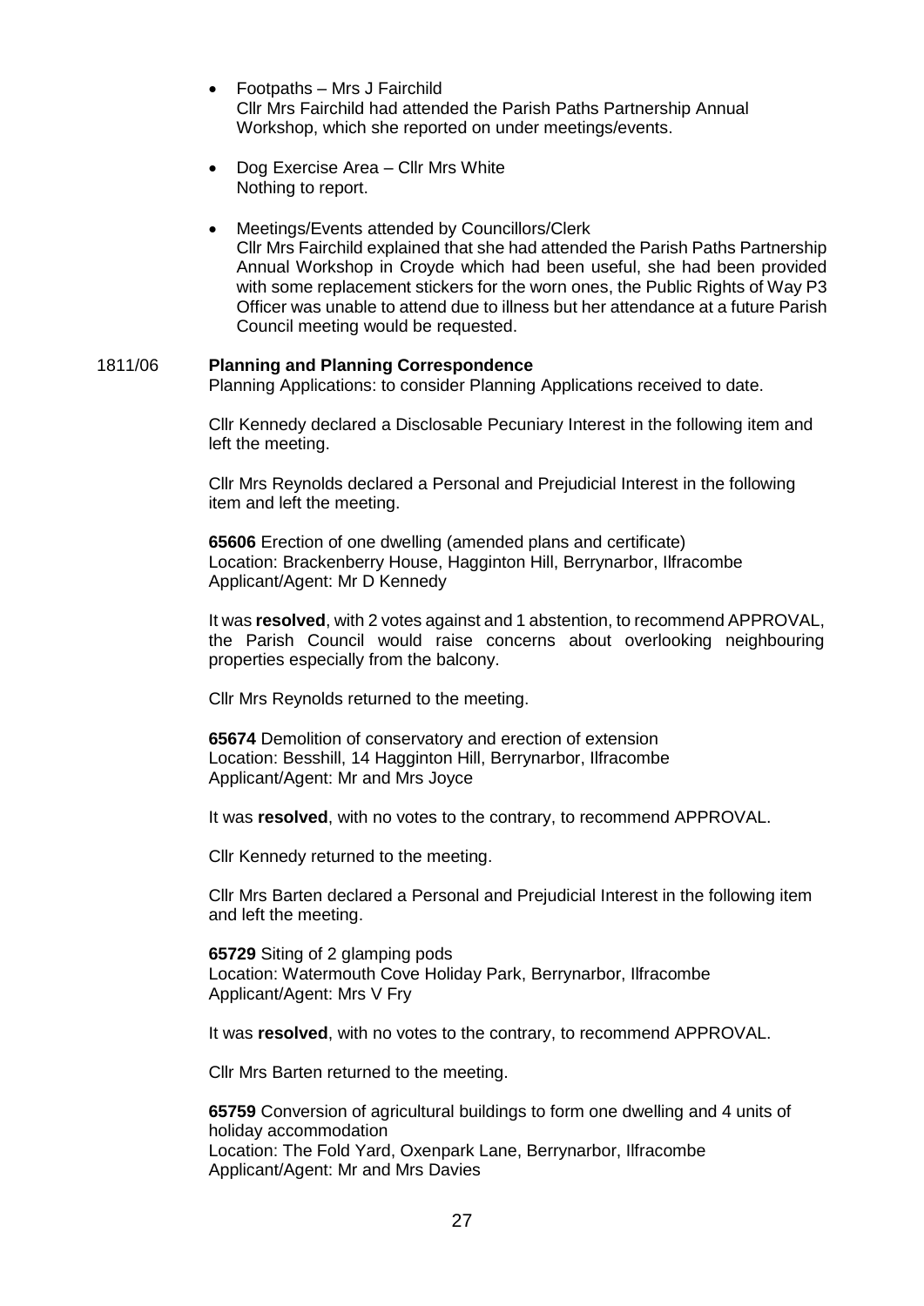- Footpaths – Mrs J Fairchild
  Cllr Mrs Fairchild had attended the Parish Paths Partnership Annual Workshop, which she reported on under meetings/events.

- Dog Exercise Area – Cllr Mrs White
  Nothing to report.

- Meetings/Events attended by Councillors/Clerk
  Cllr Mrs Fairchild explained that she had attended the Parish Paths Partnership Annual Workshop in Croyde which had been useful, she had been provided with some replacement stickers for the worn ones, the Public Rights of Way P3 Officer was unable to attend due to illness but her attendance at a future Parish Council meeting would be requested.

1811/06 **Planning and Planning Correspondence**

Planning Applications: to consider Planning Applications received to date.

Cllr Kennedy declared a Disclosable Pecuniary Interest in the following item and left the meeting.

Cllr Mrs Reynolds declared a Personal and Prejudicial Interest in the following item and left the meeting.

**65606** Erection of one dwelling (amended plans and certificate)
Location: Brackenberry House, Hagginton Hill, Berrynarbor, Ilfracombe
Applicant/Agent: Mr D Kennedy

It was **resolved**, with 2 votes against and 1 abstention, to recommend APPROVAL, the Parish Council would raise concerns about overlooking neighbouring properties especially from the balcony.

Cllr Mrs Reynolds returned to the meeting.

**65674** Demolition of conservatory and erection of extension
Location: Besshill, 14 Hagginton Hill, Berrynarbor, Ilfracombe
Applicant/Agent: Mr and Mrs Joyce

It was **resolved**, with no votes to the contrary, to recommend APPROVAL.

Cllr Kennedy returned to the meeting.

Cllr Mrs Barten declared a Personal and Prejudicial Interest in the following item and left the meeting.

**65729** Siting of 2 glamping pods
Location: Watermouth Cove Holiday Park, Berrynarbor, Ilfracombe
Applicant/Agent: Mrs V Fry

It was **resolved**, with no votes to the contrary, to recommend APPROVAL.

Cllr Mrs Barten returned to the meeting.

**65759** Conversion of agricultural buildings to form one dwelling and 4 units of holiday accommodation
Location: The Fold Yard, Oxenpark Lane, Berrynarbor, Ilfracombe
Applicant/Agent: Mr and Mrs Davies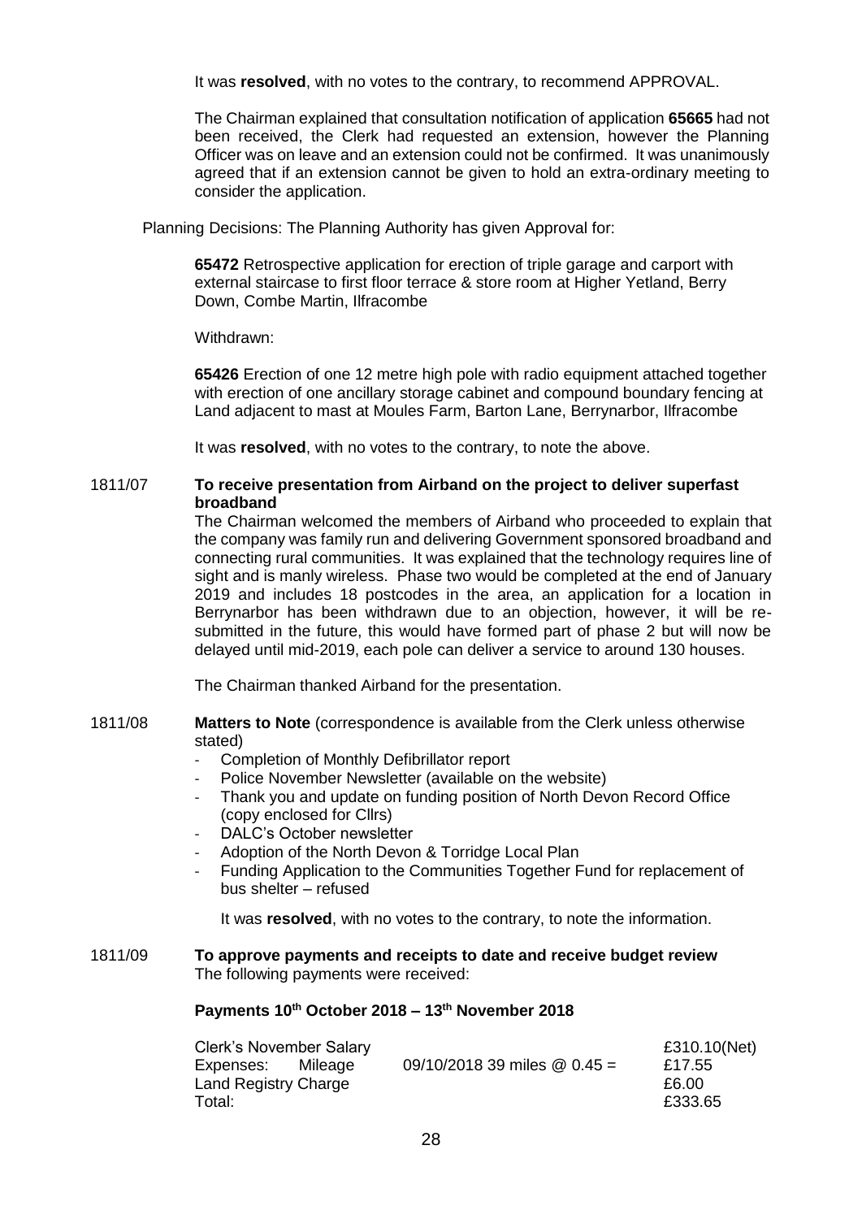It was **resolved**, with no votes to the contrary, to recommend APPROVAL.

The Chairman explained that consultation notification of application **65665** had not been received, the Clerk had requested an extension, however the Planning Officer was on leave and an extension could not be confirmed. It was unanimously agreed that if an extension cannot be given to hold an extra-ordinary meeting to consider the application.

Planning Decisions: The Planning Authority has given Approval for:

**65472** Retrospective application for erection of triple garage and carport with external staircase to first floor terrace & store room at Higher Yetland, Berry Down, Combe Martin, Ilfracombe

Withdrawn:

**65426** Erection of one 12 metre high pole with radio equipment attached together with erection of one ancillary storage cabinet and compound boundary fencing at Land adjacent to mast at Moules Farm, Barton Lane, Berrynarbor, Ilfracombe

It was **resolved**, with no votes to the contrary, to note the above.

**1811/07 To receive presentation from Airband on the project to deliver superfast broadband**

The Chairman welcomed the members of Airband who proceeded to explain that the company was family run and delivering Government sponsored broadband and connecting rural communities. It was explained that the technology requires line of sight and is manly wireless. Phase two would be completed at the end of January 2019 and includes 18 postcodes in the area, an application for a location in Berrynarbor has been withdrawn due to an objection, however, it will be re-submitted in the future, this would have formed part of phase 2 but will now be delayed until mid-2019, each pole can deliver a service to around 130 houses.

The Chairman thanked Airband for the presentation.

**1811/08 Matters to Note** (correspondence is available from the Clerk unless otherwise stated)

- Completion of Monthly Defibrillator report
- Police November Newsletter (available on the website)
- Thank you and update on funding position of North Devon Record Office (copy enclosed for Cllrs)
- DALC's October newsletter
- Adoption of the North Devon & Torridge Local Plan
- Funding Application to the Communities Together Fund for replacement of bus shelter – refused

It was **resolved**, with no votes to the contrary, to note the information.

**1811/09 To approve payments and receipts to date and receive budget review**

The following payments were received:

**Payments 10th October 2018 – 13th November 2018**

| | | |
|---|---|---|
| Clerk's November Salary | | £310.10(Net) |
| Expenses: Mileage | 09/10/2018 39 miles @ 0.45 = | £17.55 |
| Land Registry Charge | | £6.00 |
| Total: | | £333.65 |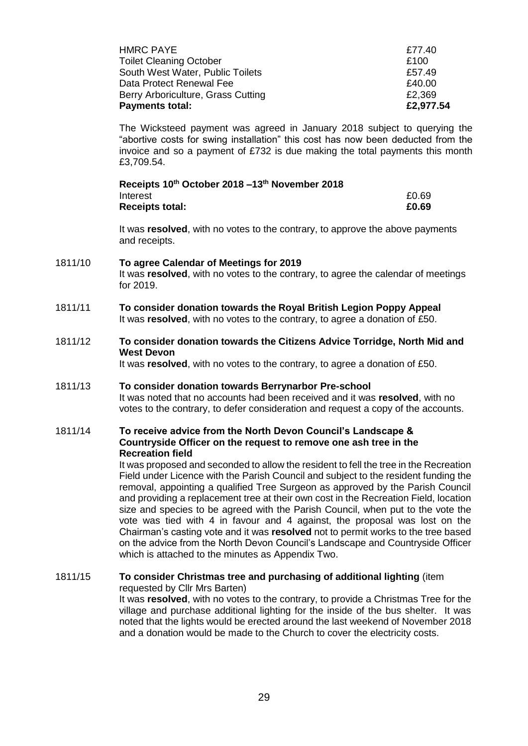| | |
|---|---|
| HMRC PAYE | £77.40 |
| Toilet Cleaning October | £100 |
| South West Water, Public Toilets | £57.49 |
| Data Protect Renewal Fee | £40.00 |
| Berry Arboriculture, Grass Cutting | £2,369 |
| **Payments total:** | **£2,977.54** |

The Wicksteed payment was agreed in January 2018 subject to querying the "abortive costs for swing installation" this cost has now been deducted from the invoice and so a payment of £732 is due making the total payments this month £3,709.54.

**Receipts 10th October 2018 –13th November 2018**

| | |
|---|---|
| Interest | £0.69 |
| **Receipts total:** | **£0.69** |

It was **resolved**, with no votes to the contrary, to approve the above payments and receipts.

1811/10 **To agree Calendar of Meetings for 2019**
It was **resolved**, with no votes to the contrary, to agree the calendar of meetings for 2019.

1811/11 **To consider donation towards the Royal British Legion Poppy Appeal**
It was **resolved**, with no votes to the contrary, to agree a donation of £50.

1811/12 **To consider donation towards the Citizens Advice Torridge, North Mid and West Devon**
It was **resolved**, with no votes to the contrary, to agree a donation of £50.

1811/13 **To consider donation towards Berrynarbor Pre-school**
It was noted that no accounts had been received and it was **resolved**, with no votes to the contrary, to defer consideration and request a copy of the accounts.

1811/14 **To receive advice from the North Devon Council's Landscape & Countryside Officer on the request to remove one ash tree in the Recreation field**
It was proposed and seconded to allow the resident to fell the tree in the Recreation Field under Licence with the Parish Council and subject to the resident funding the removal, appointing a qualified Tree Surgeon as approved by the Parish Council and providing a replacement tree at their own cost in the Recreation Field, location size and species to be agreed with the Parish Council, when put to the vote the vote was tied with 4 in favour and 4 against, the proposal was lost on the Chairman's casting vote and it was **resolved** not to permit works to the tree based on the advice from the North Devon Council's Landscape and Countryside Officer which is attached to the minutes as Appendix Two.

1811/15 **To consider Christmas tree and purchasing of additional lighting** (item requested by Cllr Mrs Barten)
It was **resolved**, with no votes to the contrary, to provide a Christmas Tree for the village and purchase additional lighting for the inside of the bus shelter. It was noted that the lights would be erected around the last weekend of November 2018 and a donation would be made to the Church to cover the electricity costs.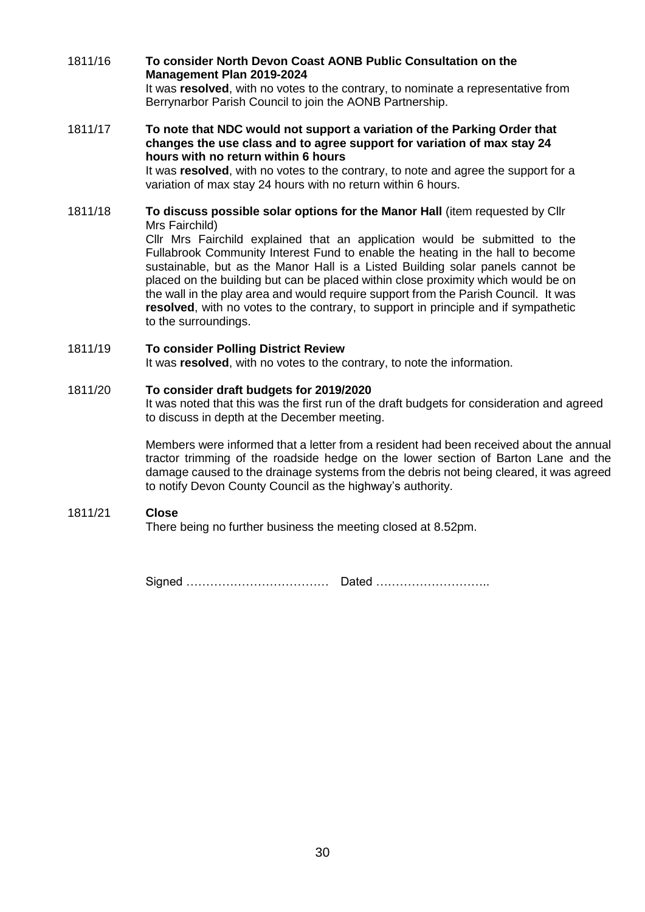1811/16 **To consider North Devon Coast AONB Public Consultation on the Management Plan 2019-2024**

It was **resolved**, with no votes to the contrary, to nominate a representative from Berrynarbor Parish Council to join the AONB Partnership.

1811/17 **To note that NDC would not support a variation of the Parking Order that changes the use class and to agree support for variation of max stay 24 hours with no return within 6 hours**

It was **resolved**, with no votes to the contrary, to note and agree the support for a variation of max stay 24 hours with no return within 6 hours.

1811/18 **To discuss possible solar options for the Manor Hall** (item requested by Cllr Mrs Fairchild)

Cllr Mrs Fairchild explained that an application would be submitted to the Fullabrook Community Interest Fund to enable the heating in the hall to become sustainable, but as the Manor Hall is a Listed Building solar panels cannot be placed on the building but can be placed within close proximity which would be on the wall in the play area and would require support from the Parish Council. It was **resolved**, with no votes to the contrary, to support in principle and if sympathetic to the surroundings.

1811/19 **To consider Polling District Review**

It was **resolved**, with no votes to the contrary, to note the information.

1811/20 **To consider draft budgets for 2019/2020**

It was noted that this was the first run of the draft budgets for consideration and agreed to discuss in depth at the December meeting.

Members were informed that a letter from a resident had been received about the annual tractor trimming of the roadside hedge on the lower section of Barton Lane and the damage caused to the drainage systems from the debris not being cleared, it was agreed to notify Devon County Council as the highway's authority.

1811/21 **Close**

There being no further business the meeting closed at 8.52pm.

Signed ……………………………… Dated ………………………..